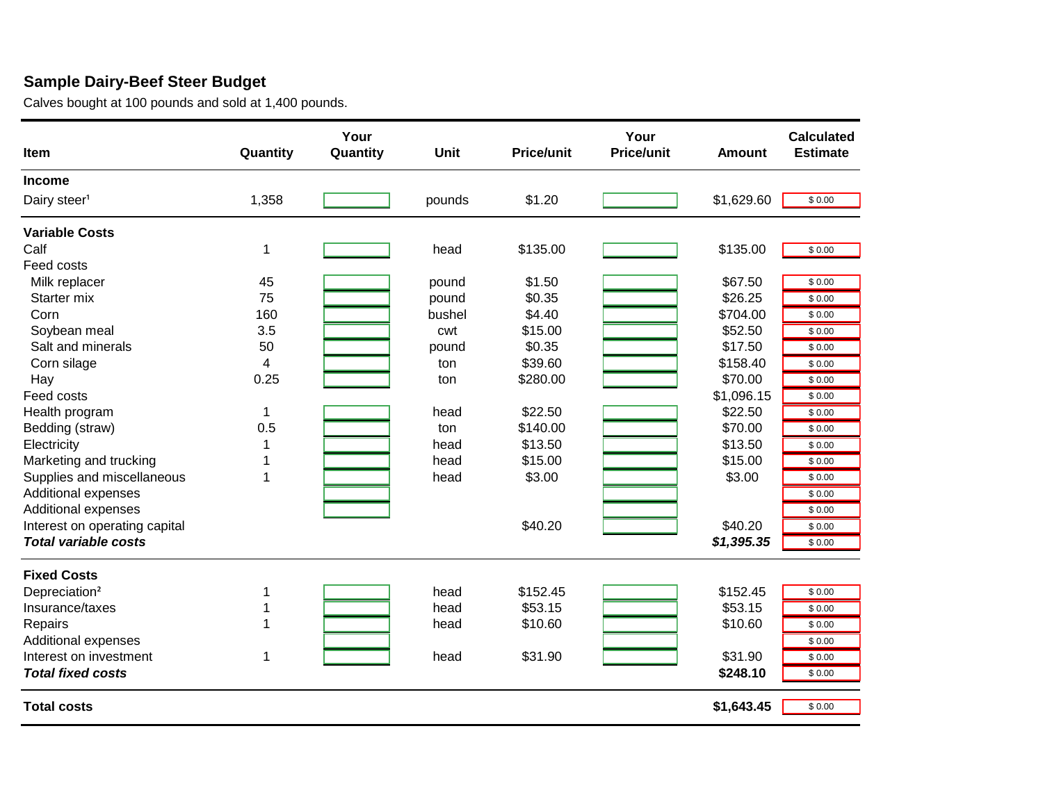**Sample Dairy-Beef Steer Budget**

Calves bought at 100 pounds and sold at 1,400 pounds.

| Item | Quantity | Your Quantity | Unit | Price/unit | Your Price/unit | Amount | Calculated Estimate |
|---|---|---|---|---|---|---|---|
| **Income** | | | | | | | |
| Dairy steer[1] | 1,358 | | pounds | $1.20 | | $1,629.60 | $ 0.00 |
| **Variable Costs** | | | | | | | |
| Calf | 1 | | head | $135.00 | | $135.00 | $ 0.00 |
| Feed costs | | | | | | | |
| Milk replacer | 45 | | pound | $1.50 | | $67.50 | $ 0.00 |
| Starter mix | 75 | | pound | $0.35 | | $26.25 | $ 0.00 |
| Corn | 160 | | bushel | $4.40 | | $704.00 | $ 0.00 |
| Soybean meal | 3.5 | | cwt | $15.00 | | $52.50 | $ 0.00 |
| Salt and minerals | 50 | | pound | $0.35 | | $17.50 | $ 0.00 |
| Corn silage | 4 | | ton | $39.60 | | $158.40 | $ 0.00 |
| Hay | 0.25 | | ton | $280.00 | | $70.00 | $ 0.00 |
| Feed costs | | | | | | $1,096.15 | $ 0.00 |
| Health program | 1 | | head | $22.50 | | $22.50 | $ 0.00 |
| Bedding (straw) | 0.5 | | ton | $140.00 | | $70.00 | $ 0.00 |
| Electricity | 1 | | head | $13.50 | | $13.50 | $ 0.00 |
| Marketing and trucking | 1 | | head | $15.00 | | $15.00 | $ 0.00 |
| Supplies and miscellaneous | 1 | | head | $3.00 | | $3.00 | $ 0.00 |
| Additional expenses | | | | | | | $ 0.00 |
| Additional expenses | | | | | | | $ 0.00 |
| Interest on operating capital | | | | $40.20 | | $40.20 | $ 0.00 |
| ***Total variable costs*** | | | | | | ***$1,395.35*** | $ 0.00 |
| **Fixed Costs** | | | | | | | |
| Depreciation[2] | 1 | | head | $152.45 | | $152.45 | $ 0.00 |
| Insurance/taxes | 1 | | head | $53.15 | | $53.15 | $ 0.00 |
| Repairs | 1 | | head | $10.60 | | $10.60 | $ 0.00 |
| Additional expenses | | | | | | | $ 0.00 |
| Interest on investment | 1 | | head | $31.90 | | $31.90 | $ 0.00 |
| ***Total fixed costs*** | | | | | | **$248.10** | $ 0.00 |
| **Total costs** | | | | | | **$1,643.45** | $ 0.00 |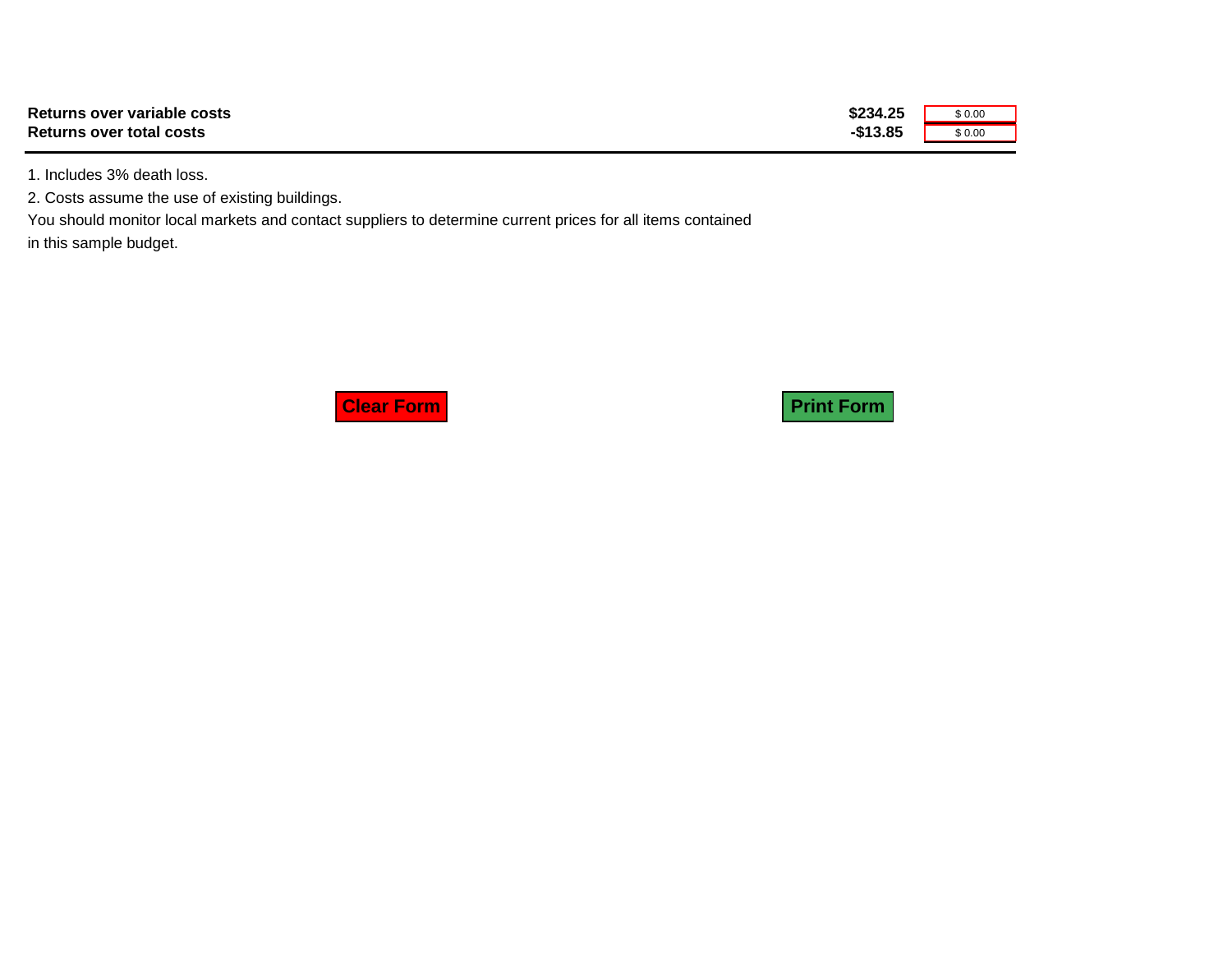| | | |
|---|---|---|
| **Returns over variable costs** | **$234.25** | $ 0.00 |
| **Returns over total costs** | **-$13.85** | $ 0.00 |

1. Includes 3% death loss.

2. Costs assume the use of existing buildings.

You should monitor local markets and contact suppliers to determine current prices for all items contained in this sample budget.

Clear Form

Print Form